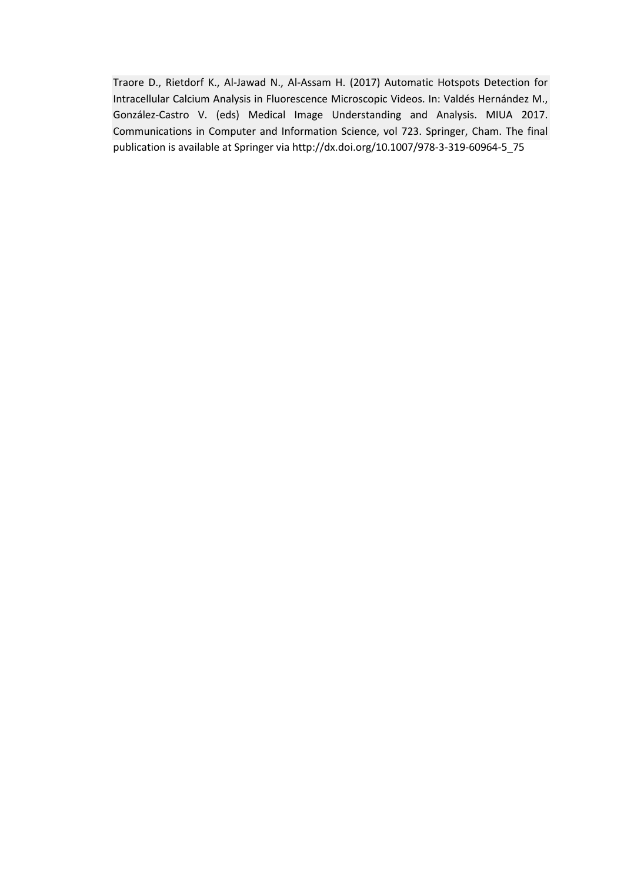Traore D., Rietdorf K., Al-Jawad N., Al-Assam H. (2017) Automatic Hotspots Detection for Intracellular Calcium Analysis in Fluorescence Microscopic Videos. In: Valdés Hernández M., González-Castro V. (eds) Medical Image Understanding and Analysis. MIUA 2017. Communications in Computer and Information Science, vol 723. Springer, Cham. The final publication is available at Springer via http://dx.doi.org/10.1007/978-3-319-60964-5_75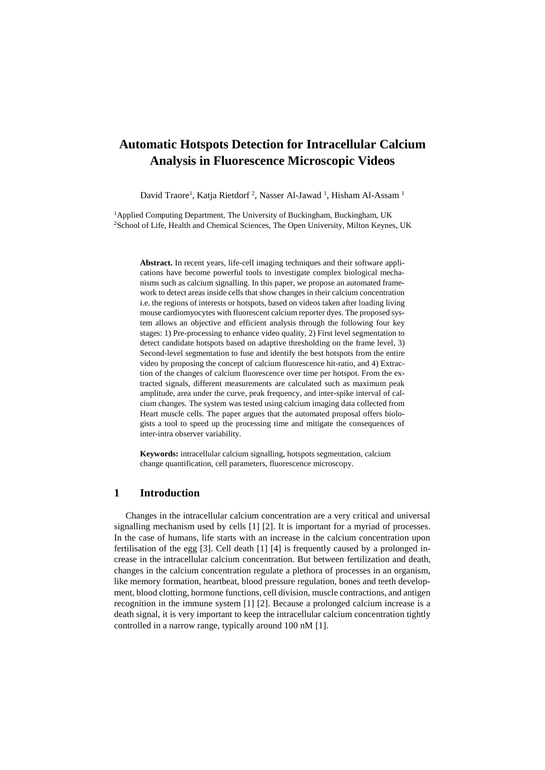# Automatic Hotspots Detection for Intracellular Calcium Analysis in Fluorescence Microscopic Videos

David Traore[1], Katja Rietdorf [2], Nasser Al-Jawad [1], Hisham Al-Assam [1]

[1]Applied Computing Department, The University of Buckingham, Buckingham, UK
[2]School of Life, Health and Chemical Sciences, The Open University, Milton Keynes, UK

**Abstract.** In recent years, life-cell imaging techniques and their software applications have become powerful tools to investigate complex biological mechanisms such as calcium signalling. In this paper, we propose an automated framework to detect areas inside cells that show changes in their calcium concentration i.e. the regions of interests or hotspots, based on videos taken after loading living mouse cardiomyocytes with fluorescent calcium reporter dyes. The proposed system allows an objective and efficient analysis through the following four key stages: 1) Pre-processing to enhance video quality, 2) First level segmentation to detect candidate hotspots based on adaptive thresholding on the frame level, 3) Second-level segmentation to fuse and identify the best hotspots from the entire video by proposing the concept of calcium fluorescence hit-ratio, and 4) Extraction of the changes of calcium fluorescence over time per hotspot. From the extracted signals, different measurements are calculated such as maximum peak amplitude, area under the curve, peak frequency, and inter-spike interval of calcium changes. The system was tested using calcium imaging data collected from Heart muscle cells. The paper argues that the automated proposal offers biologists a tool to speed up the processing time and mitigate the consequences of inter-intra observer variability.

**Keywords:** intracellular calcium signalling, hotspots segmentation, calcium change quantification, cell parameters, fluorescence microscopy.

## 1 Introduction

Changes in the intracellular calcium concentration are a very critical and universal signalling mechanism used by cells [1] [2]. It is important for a myriad of processes. In the case of humans, life starts with an increase in the calcium concentration upon fertilisation of the egg [3]. Cell death [1] [4] is frequently caused by a prolonged increase in the intracellular calcium concentration. But between fertilization and death, changes in the calcium concentration regulate a plethora of processes in an organism, like memory formation, heartbeat, blood pressure regulation, bones and teeth development, blood clotting, hormone functions, cell division, muscle contractions, and antigen recognition in the immune system [1] [2]. Because a prolonged calcium increase is a death signal, it is very important to keep the intracellular calcium concentration tightly controlled in a narrow range, typically around 100 nM [1].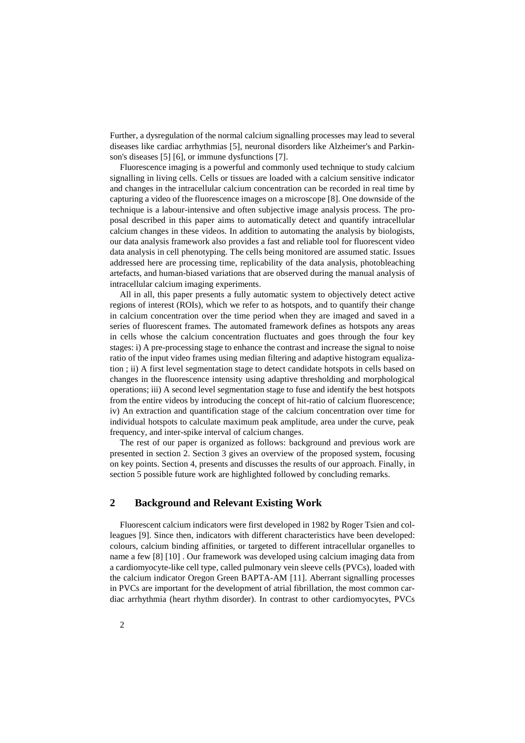Further, a dysregulation of the normal calcium signalling processes may lead to several diseases like cardiac arrhythmias [5], neuronal disorders like Alzheimer's and Parkinson's diseases [5] [6], or immune dysfunctions [7].

Fluorescence imaging is a powerful and commonly used technique to study calcium signalling in living cells. Cells or tissues are loaded with a calcium sensitive indicator and changes in the intracellular calcium concentration can be recorded in real time by capturing a video of the fluorescence images on a microscope [8]. One downside of the technique is a labour-intensive and often subjective image analysis process. The proposal described in this paper aims to automatically detect and quantify intracellular calcium changes in these videos. In addition to automating the analysis by biologists, our data analysis framework also provides a fast and reliable tool for fluorescent video data analysis in cell phenotyping. The cells being monitored are assumed static. Issues addressed here are processing time, replicability of the data analysis, photobleaching artefacts, and human-biased variations that are observed during the manual analysis of intracellular calcium imaging experiments.

All in all, this paper presents a fully automatic system to objectively detect active regions of interest (ROIs), which we refer to as hotspots, and to quantify their change in calcium concentration over the time period when they are imaged and saved in a series of fluorescent frames. The automated framework defines as hotspots any areas in cells whose the calcium concentration fluctuates and goes through the four key stages: i) A pre-processing stage to enhance the contrast and increase the signal to noise ratio of the input video frames using median filtering and adaptive histogram equalization ; ii) A first level segmentation stage to detect candidate hotspots in cells based on changes in the fluorescence intensity using adaptive thresholding and morphological operations; iii) A second level segmentation stage to fuse and identify the best hotspots from the entire videos by introducing the concept of hit-ratio of calcium fluorescence; iv) An extraction and quantification stage of the calcium concentration over time for individual hotspots to calculate maximum peak amplitude, area under the curve, peak frequency, and inter-spike interval of calcium changes.

The rest of our paper is organized as follows: background and previous work are presented in section 2. Section 3 gives an overview of the proposed system, focusing on key points. Section 4, presents and discusses the results of our approach. Finally, in section 5 possible future work are highlighted followed by concluding remarks.

## 2 Background and Relevant Existing Work

Fluorescent calcium indicators were first developed in 1982 by Roger Tsien and colleagues [9]. Since then, indicators with different characteristics have been developed: colours, calcium binding affinities, or targeted to different intracellular organelles to name a few [8] [10] . Our framework was developed using calcium imaging data from a cardiomyocyte-like cell type, called pulmonary vein sleeve cells (PVCs), loaded with the calcium indicator Oregon Green BAPTA-AM [11]. Aberrant signalling processes in PVCs are important for the development of atrial fibrillation, the most common cardiac arrhythmia (heart rhythm disorder). In contrast to other cardiomyocytes, PVCs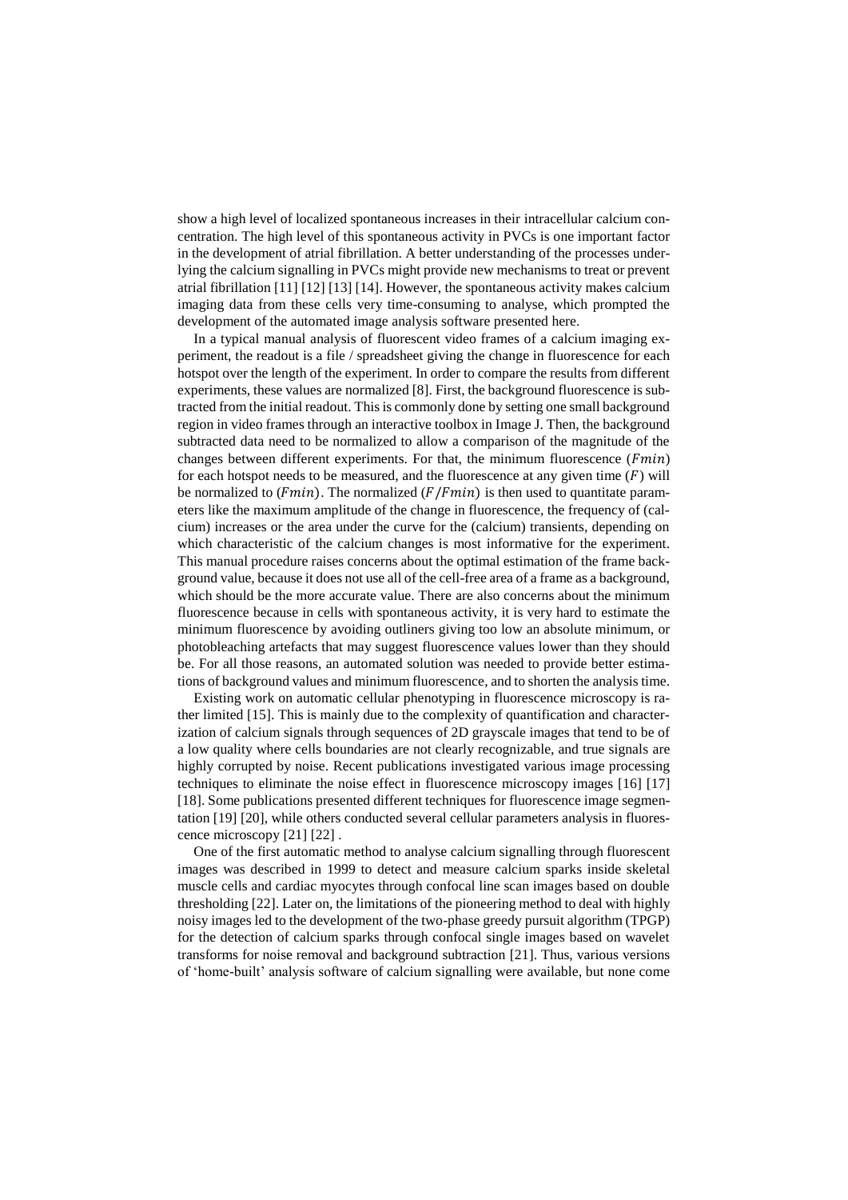show a high level of localized spontaneous increases in their intracellular calcium concentration. The high level of this spontaneous activity in PVCs is one important factor in the development of atrial fibrillation. A better understanding of the processes underlying the calcium signalling in PVCs might provide new mechanisms to treat or prevent atrial fibrillation [11] [12] [13] [14]. However, the spontaneous activity makes calcium imaging data from these cells very time-consuming to analyse, which prompted the development of the automated image analysis software presented here.

In a typical manual analysis of fluorescent video frames of a calcium imaging experiment, the readout is a file / spreadsheet giving the change in fluorescence for each hotspot over the length of the experiment. In order to compare the results from different experiments, these values are normalized [8]. First, the background fluorescence is subtracted from the initial readout. This is commonly done by setting one small background region in video frames through an interactive toolbox in Image J. Then, the background subtracted data need to be normalized to allow a comparison of the magnitude of the changes between different experiments. For that, the minimum fluorescence ($Fmin$) for each hotspot needs to be measured, and the fluorescence at any given time ($F$) will be normalized to ($Fmin$). The normalized ($F/Fmin$) is then used to quantitate parameters like the maximum amplitude of the change in fluorescence, the frequency of (calcium) increases or the area under the curve for the (calcium) transients, depending on which characteristic of the calcium changes is most informative for the experiment. This manual procedure raises concerns about the optimal estimation of the frame background value, because it does not use all of the cell-free area of a frame as a background, which should be the more accurate value. There are also concerns about the minimum fluorescence because in cells with spontaneous activity, it is very hard to estimate the minimum fluorescence by avoiding outliners giving too low an absolute minimum, or photobleaching artefacts that may suggest fluorescence values lower than they should be. For all those reasons, an automated solution was needed to provide better estimations of background values and minimum fluorescence, and to shorten the analysis time.

Existing work on automatic cellular phenotyping in fluorescence microscopy is rather limited [15]. This is mainly due to the complexity of quantification and characterization of calcium signals through sequences of 2D grayscale images that tend to be of a low quality where cells boundaries are not clearly recognizable, and true signals are highly corrupted by noise. Recent publications investigated various image processing techniques to eliminate the noise effect in fluorescence microscopy images [16] [17] [18]. Some publications presented different techniques for fluorescence image segmentation [19] [20], while others conducted several cellular parameters analysis in fluorescence microscopy [21] [22] .

One of the first automatic method to analyse calcium signalling through fluorescent images was described in 1999 to detect and measure calcium sparks inside skeletal muscle cells and cardiac myocytes through confocal line scan images based on double thresholding [22]. Later on, the limitations of the pioneering method to deal with highly noisy images led to the development of the two-phase greedy pursuit algorithm (TPGP) for the detection of calcium sparks through confocal single images based on wavelet transforms for noise removal and background subtraction [21]. Thus, various versions of 'home-built' analysis software of calcium signalling were available, but none come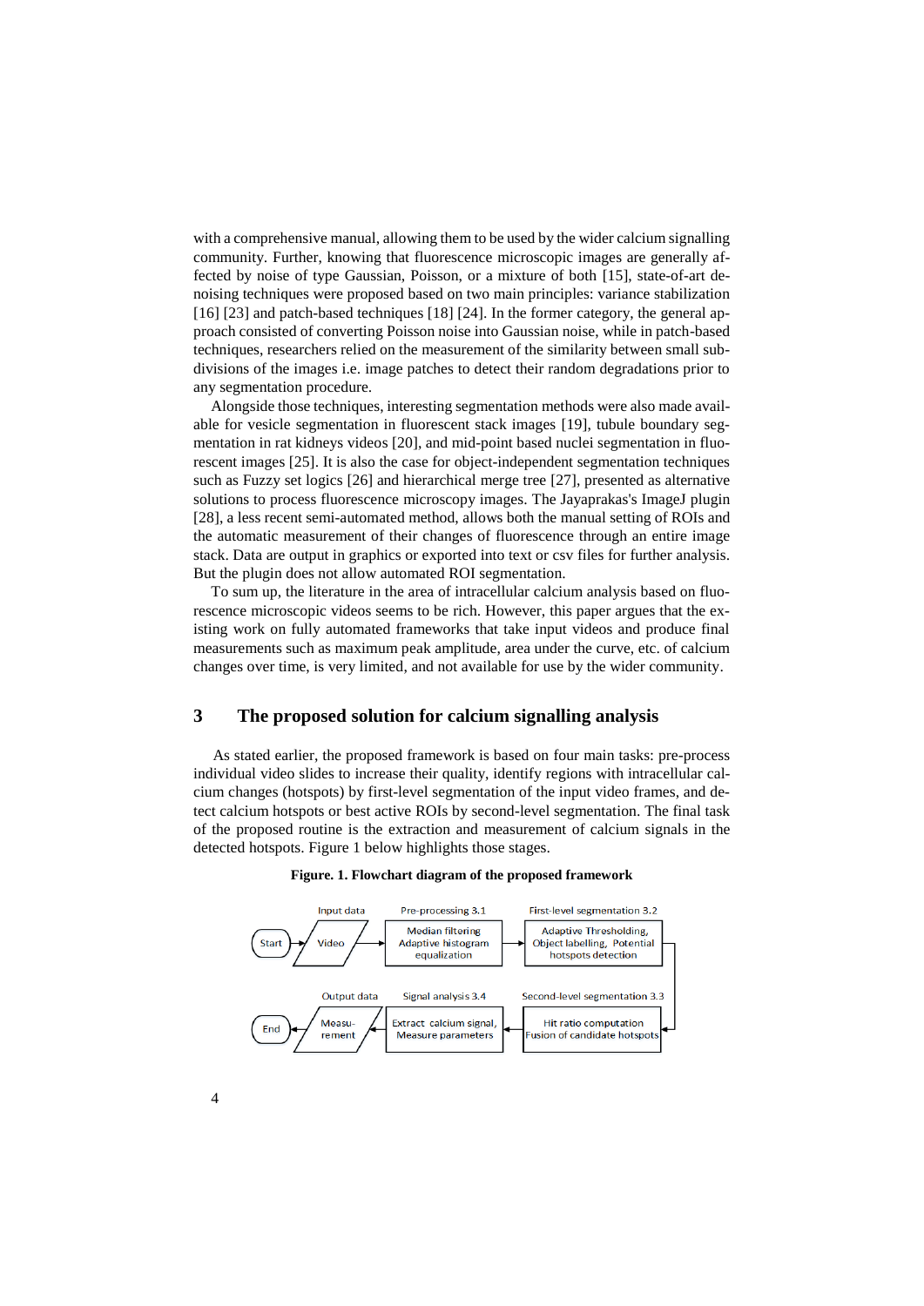with a comprehensive manual, allowing them to be used by the wider calcium signalling community. Further, knowing that fluorescence microscopic images are generally affected by noise of type Gaussian, Poisson, or a mixture of both [15], state-of-art denoising techniques were proposed based on two main principles: variance stabilization [16] [23] and patch-based techniques [18] [24]. In the former category, the general approach consisted of converting Poisson noise into Gaussian noise, while in patch-based techniques, researchers relied on the measurement of the similarity between small subdivisions of the images i.e. image patches to detect their random degradations prior to any segmentation procedure.

Alongside those techniques, interesting segmentation methods were also made available for vesicle segmentation in fluorescent stack images [19], tubule boundary segmentation in rat kidneys videos [20], and mid-point based nuclei segmentation in fluorescent images [25]. It is also the case for object-independent segmentation techniques such as Fuzzy set logics [26] and hierarchical merge tree [27], presented as alternative solutions to process fluorescence microscopy images. The Jayaprakas's ImageJ plugin [28], a less recent semi-automated method, allows both the manual setting of ROIs and the automatic measurement of their changes of fluorescence through an entire image stack. Data are output in graphics or exported into text or csv files for further analysis. But the plugin does not allow automated ROI segmentation.

To sum up, the literature in the area of intracellular calcium analysis based on fluorescence microscopic videos seems to be rich. However, this paper argues that the existing work on fully automated frameworks that take input videos and produce final measurements such as maximum peak amplitude, area under the curve, etc. of calcium changes over time, is very limited, and not available for use by the wider community.

## 3 The proposed solution for calcium signalling analysis

As stated earlier, the proposed framework is based on four main tasks: pre-process individual video slides to increase their quality, identify regions with intracellular calcium changes (hotspots) by first-level segmentation of the input video frames, and detect calcium hotspots or best active ROIs by second-level segmentation. The final task of the proposed routine is the extraction and measurement of calcium signals in the detected hotspots. Figure 1 below highlights those stages.

**Figure. 1. Flowchart diagram of the proposed framework**

Start → Input data: Video → Pre-processing 3.1: Median filtering, Adaptive histogram equalization → First-level segmentation 3.2: Adaptive Thresholding, Object labelling, Potential hotspots detection → Second-level segmentation 3.3: Hit ratio computation, Fusion of candidate hotspots → Signal analysis 3.4: Extract calcium signal, Measure parameters → Output data: Measurement → End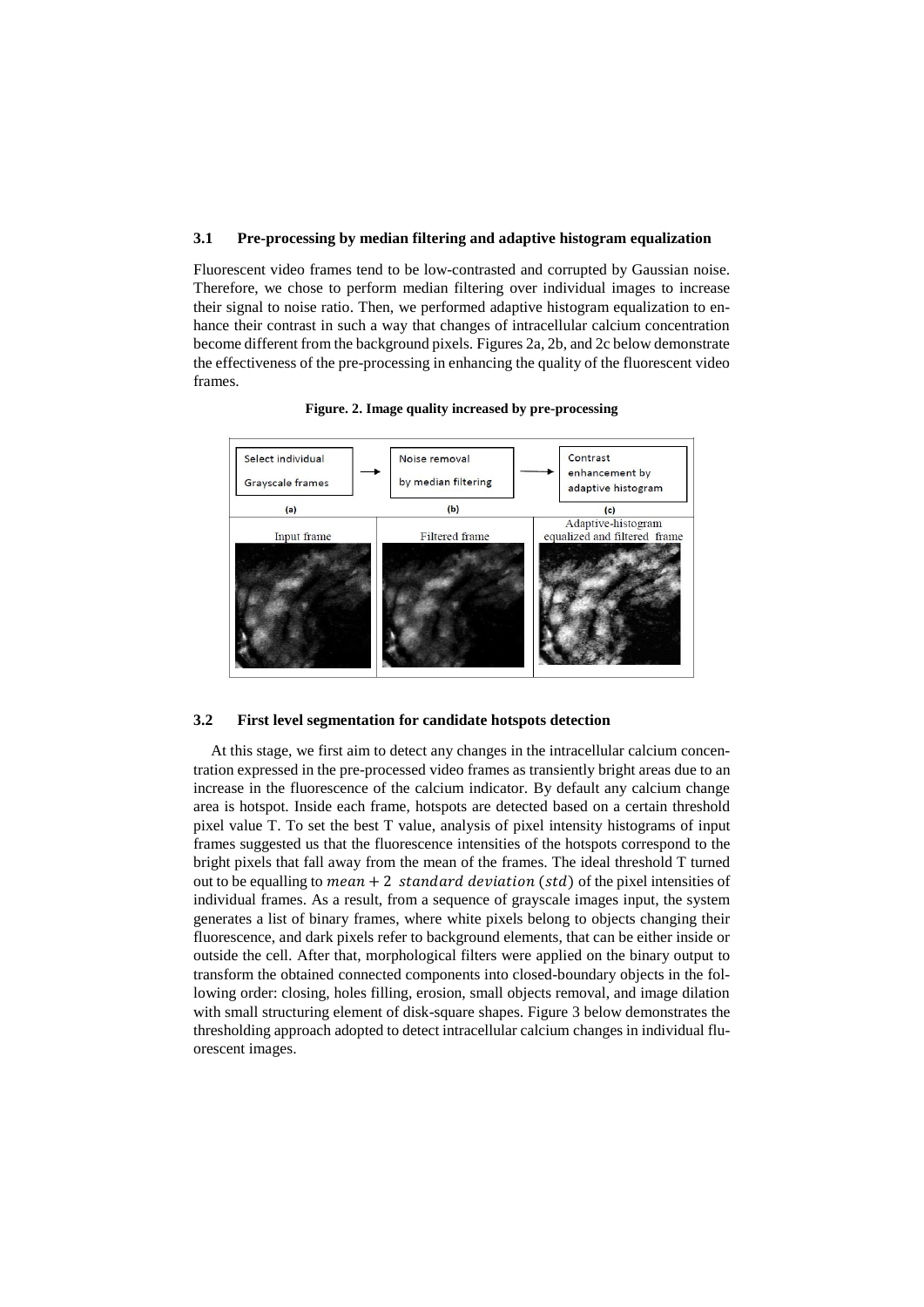### 3.1 Pre-processing by median filtering and adaptive histogram equalization

Fluorescent video frames tend to be low-contrasted and corrupted by Gaussian noise. Therefore, we chose to perform median filtering over individual images to increase their signal to noise ratio. Then, we performed adaptive histogram equalization to enhance their contrast in such a way that changes of intracellular calcium concentration become different from the background pixels. Figures 2a, 2b, and 2c below demonstrate the effectiveness of the pre-processing in enhancing the quality of the fluorescent video frames.

**Figure. 2. Image quality increased by pre-processing**

Select individual Grayscale frames → Noise removal by median filtering → Contrast enhancement by adaptive histogram

(a) (b) (c)

Input frame

Filtered frame

Adaptive-histogram equalized and filtered frame

### 3.2 First level segmentation for candidate hotspots detection

At this stage, we first aim to detect any changes in the intracellular calcium concentration expressed in the pre-processed video frames as transiently bright areas due to an increase in the fluorescence of the calcium indicator. By default any calcium change area is hotspot. Inside each frame, hotspots are detected based on a certain threshold pixel value T. To set the best T value, analysis of pixel intensity histograms of input frames suggested us that the fluorescence intensities of the hotspots correspond to the bright pixels that fall away from the mean of the frames. The ideal threshold T turned out to be equalling to $mean + 2\ \ standard\ deviation\ (std)$ of the pixel intensities of individual frames. As a result, from a sequence of grayscale images input, the system generates a list of binary frames, where white pixels belong to objects changing their fluorescence, and dark pixels refer to background elements, that can be either inside or outside the cell. After that, morphological filters were applied on the binary output to transform the obtained connected components into closed-boundary objects in the following order: closing, holes filling, erosion, small objects removal, and image dilation with small structuring element of disk-square shapes. Figure 3 below demonstrates the thresholding approach adopted to detect intracellular calcium changes in individual fluorescent images.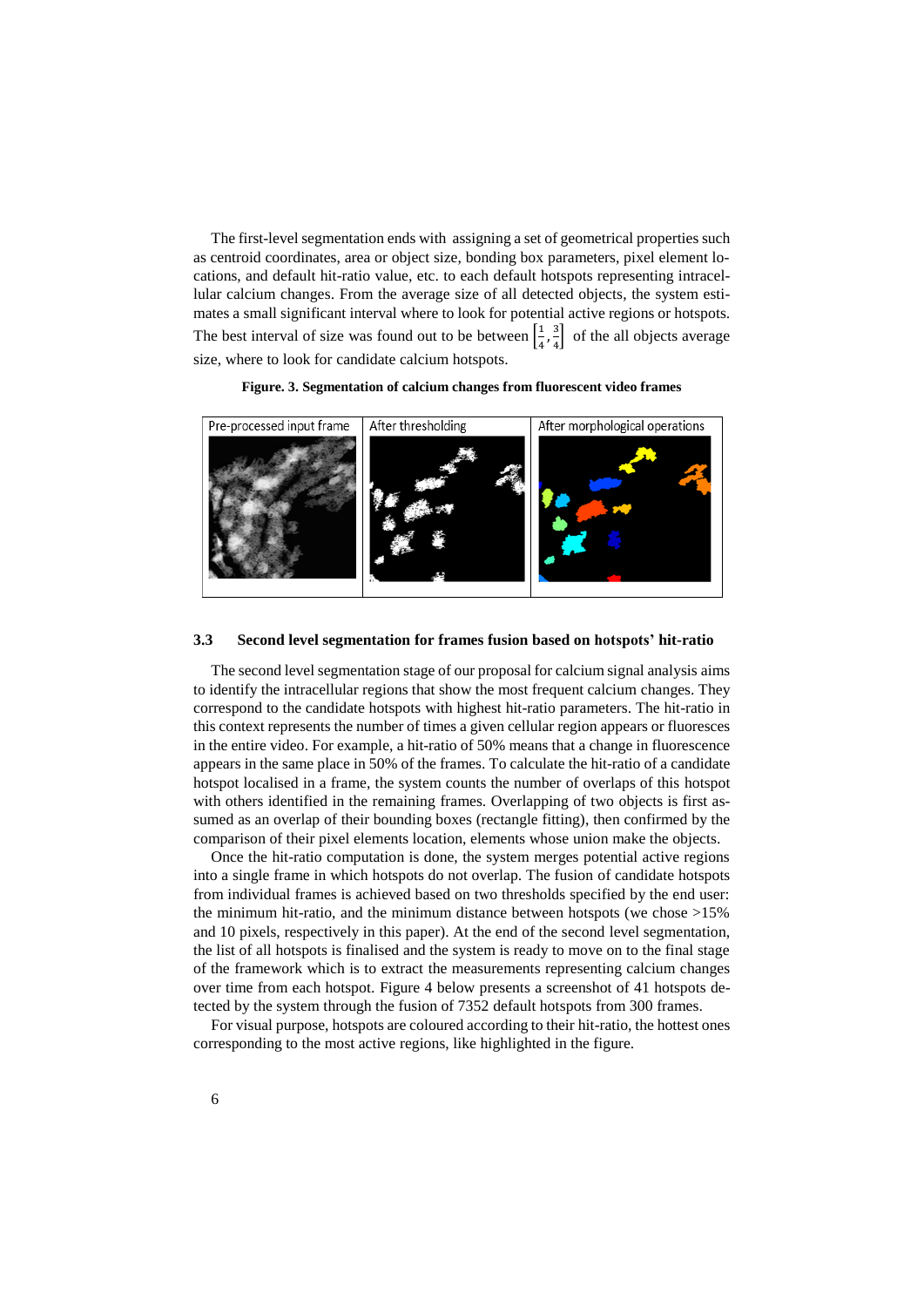The first-level segmentation ends with assigning a set of geometrical properties such as centroid coordinates, area or object size, bonding box parameters, pixel element locations, and default hit-ratio value, etc. to each default hotspots representing intracellular calcium changes. From the average size of all detected objects, the system estimates a small significant interval where to look for potential active regions or hotspots. The best interval of size was found out to be between $\left[\frac{1}{4}, \frac{3}{4}\right]$ of the all objects average size, where to look for candidate calcium hotspots.

**Figure. 3. Segmentation of calcium changes from fluorescent video frames**

| Pre-processed input frame | After thresholding | After morphological operations |
| --- | --- | --- |

### 3.3 Second level segmentation for frames fusion based on hotspots' hit-ratio

The second level segmentation stage of our proposal for calcium signal analysis aims to identify the intracellular regions that show the most frequent calcium changes. They correspond to the candidate hotspots with highest hit-ratio parameters. The hit-ratio in this context represents the number of times a given cellular region appears or fluoresces in the entire video. For example, a hit-ratio of 50% means that a change in fluorescence appears in the same place in 50% of the frames. To calculate the hit-ratio of a candidate hotspot localised in a frame, the system counts the number of overlaps of this hotspot with others identified in the remaining frames. Overlapping of two objects is first assumed as an overlap of their bounding boxes (rectangle fitting), then confirmed by the comparison of their pixel elements location, elements whose union make the objects.

Once the hit-ratio computation is done, the system merges potential active regions into a single frame in which hotspots do not overlap. The fusion of candidate hotspots from individual frames is achieved based on two thresholds specified by the end user: the minimum hit-ratio, and the minimum distance between hotspots (we chose >15% and 10 pixels, respectively in this paper). At the end of the second level segmentation, the list of all hotspots is finalised and the system is ready to move on to the final stage of the framework which is to extract the measurements representing calcium changes over time from each hotspot. Figure 4 below presents a screenshot of 41 hotspots detected by the system through the fusion of 7352 default hotspots from 300 frames.

For visual purpose, hotspots are coloured according to their hit-ratio, the hottest ones corresponding to the most active regions, like highlighted in the figure.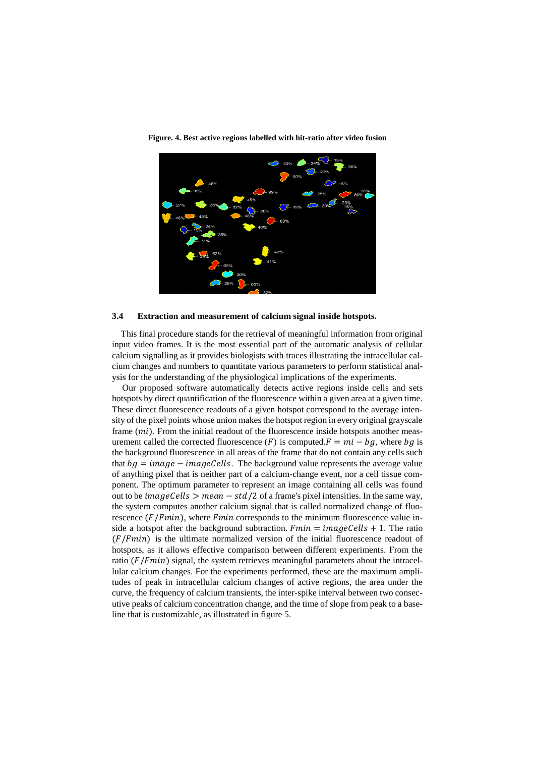**Figure. 4. Best active regions labelled with hit-ratio after video fusion**

20%
34%
15%
36%
20%
60%
18%
46%
33%
99%
25%
80%
36%
45%
23%
15%
27%
36%
32%
19%
20%
20%
46%
48%
46%
69%
24%
40%
15%
35%
31%
42%
62%
35%
41%
69%
30%
25%
65%
52%

## 3.4 Extraction and measurement of calcium signal inside hotspots.

This final procedure stands for the retrieval of meaningful information from original input video frames. It is the most essential part of the automatic analysis of cellular calcium signalling as it provides biologists with traces illustrating the intracellular calcium changes and numbers to quantitate various parameters to perform statistical analysis for the understanding of the physiological implications of the experiments.

Our proposed software automatically detects active regions inside cells and sets hotspots by direct quantification of the fluorescence within a given area at a given time. These direct fluorescence readouts of a given hotspot correspond to the average intensity of the pixel points whose union makes the hotspot region in every original grayscale frame ($mi$). From the initial readout of the fluorescence inside hotspots another measurement called the corrected fluorescence ($F$) is computed.$F = mi - bg$, where $bg$ is the background fluorescence in all areas of the frame that do not contain any cells such that $bg = image - imageCells$. The background value represents the average value of anything pixel that is neither part of a calcium-change event, nor a cell tissue component. The optimum parameter to represent an image containing all cells was found out to be $imageCells > mean - std/2$ of a frame's pixel intensities. In the same way, the system computes another calcium signal that is called normalized change of fluorescence ($F/Fmin$), where $Fmin$ corresponds to the minimum fluorescence value inside a hotspot after the background subtraction. $Fmin = imageCells + 1$. The ratio ($F/Fmin$) is the ultimate normalized version of the initial fluorescence readout of hotspots, as it allows effective comparison between different experiments. From the ratio ($F/Fmin$) signal, the system retrieves meaningful parameters about the intracellular calcium changes. For the experiments performed, these are the maximum amplitudes of peak in intracellular calcium changes of active regions, the area under the curve, the frequency of calcium transients, the inter-spike interval between two consecutive peaks of calcium concentration change, and the time of slope from peak to a baseline that is customizable, as illustrated in figure 5.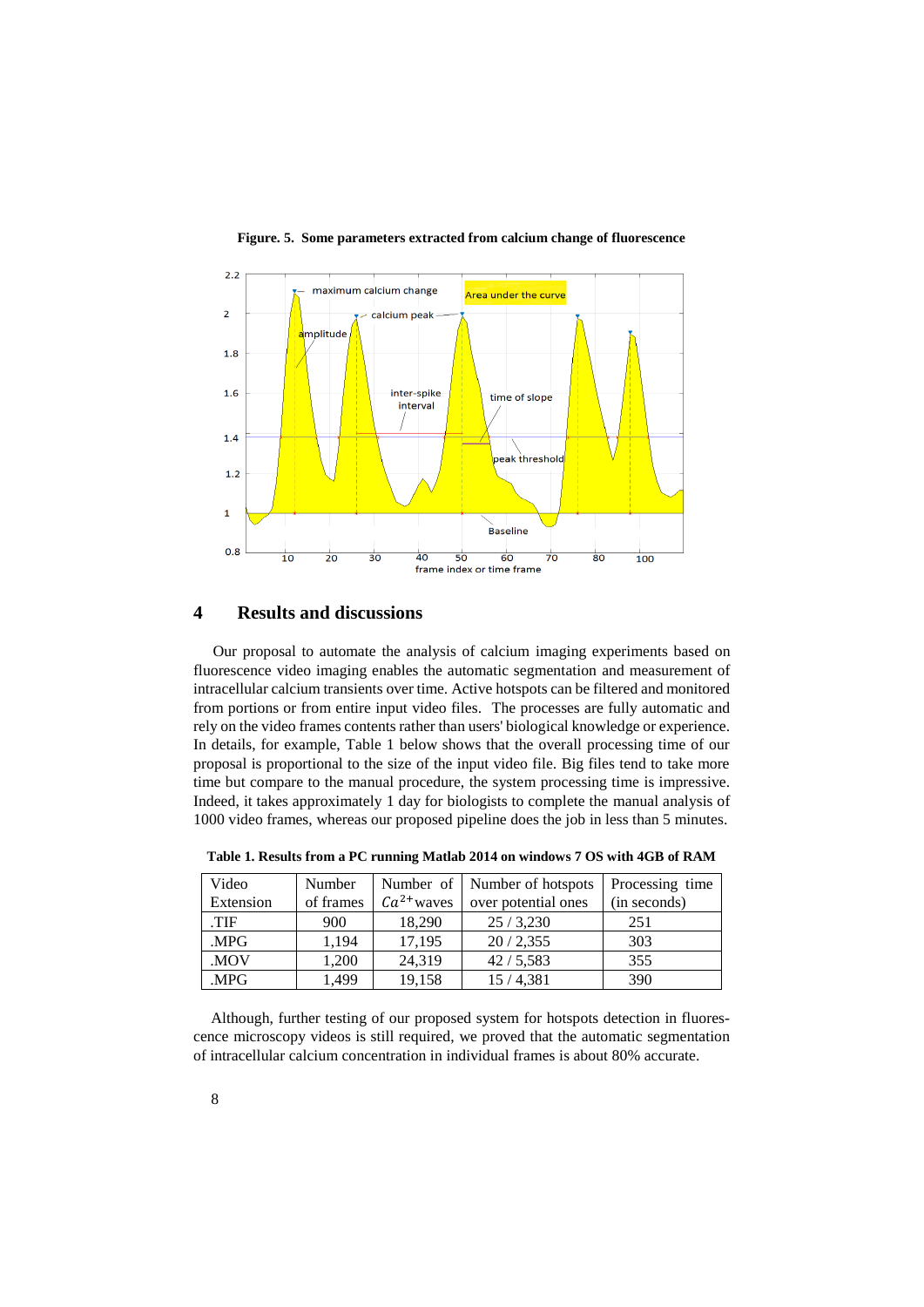**Figure. 5. Some parameters extracted from calcium change of fluorescence**

## 4 Results and discussions

Our proposal to automate the analysis of calcium imaging experiments based on fluorescence video imaging enables the automatic segmentation and measurement of intracellular calcium transients over time. Active hotspots can be filtered and monitored from portions or from entire input video files. The processes are fully automatic and rely on the video frames contents rather than users' biological knowledge or experience. In details, for example, Table 1 below shows that the overall processing time of our proposal is proportional to the size of the input video file. Big files tend to take more time but compare to the manual procedure, the system processing time is impressive. Indeed, it takes approximately 1 day for biologists to complete the manual analysis of 1000 video frames, whereas our proposed pipeline does the job in less than 5 minutes.

**Table 1. Results from a PC running Matlab 2014 on windows 7 OS with 4GB of RAM**

| Video Extension | Number of frames | Number of $Ca^{2+}$waves | Number of hotspots over potential ones | Processing time (in seconds) |
|---|---|---|---|---|
| .TIF | 900 | 18,290 | 25 / 3,230 | 251 |
| .MPG | 1,194 | 17,195 | 20 / 2,355 | 303 |
| .MOV | 1,200 | 24,319 | 42 / 5,583 | 355 |
| .MPG | 1,499 | 19,158 | 15 / 4,381 | 390 |

Although, further testing of our proposed system for hotspots detection in fluorescence microscopy videos is still required, we proved that the automatic segmentation of intracellular calcium concentration in individual frames is about 80% accurate.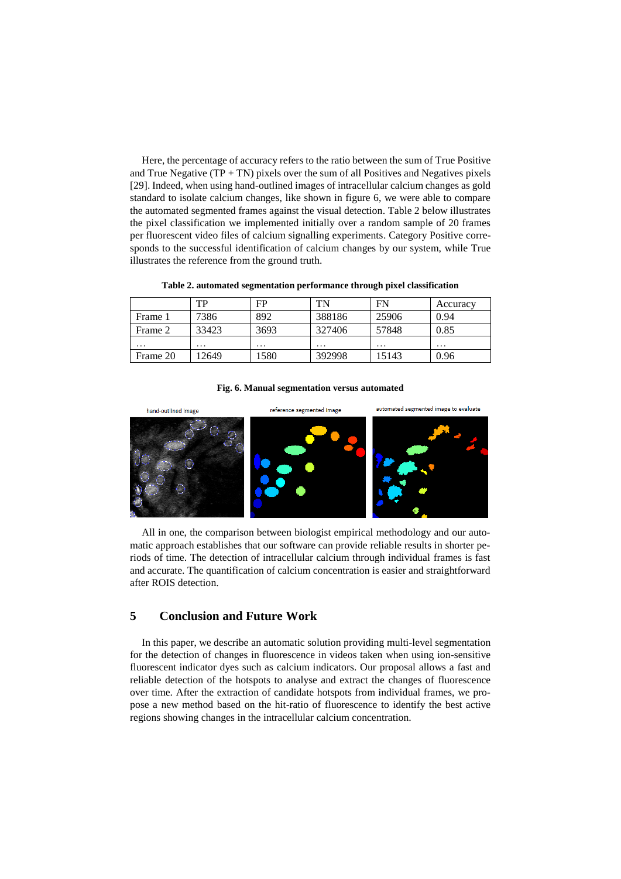Here, the percentage of accuracy refers to the ratio between the sum of True Positive and True Negative (TP + TN) pixels over the sum of all Positives and Negatives pixels [29]. Indeed, when using hand-outlined images of intracellular calcium changes as gold standard to isolate calcium changes, like shown in figure 6, we were able to compare the automated segmented frames against the visual detection. Table 2 below illustrates the pixel classification we implemented initially over a random sample of 20 frames per fluorescent video files of calcium signalling experiments. Category Positive corresponds to the successful identification of calcium changes by our system, while True illustrates the reference from the ground truth.

**Table 2. automated segmentation performance through pixel classification**

| | TP | FP | TN | FN | Accuracy |
|---|---|---|---|---|---|
| Frame 1 | 7386 | 892 | 388186 | 25906 | 0.94 |
| Frame 2 | 33423 | 3693 | 327406 | 57848 | 0.85 |
| … | … | … | … | … | … |
| Frame 20 | 12649 | 1580 | 392998 | 15143 | 0.96 |

**Fig. 6. Manual segmentation versus automated**

All in one, the comparison between biologist empirical methodology and our automatic approach establishes that our software can provide reliable results in shorter periods of time. The detection of intracellular calcium through individual frames is fast and accurate. The quantification of calcium concentration is easier and straightforward after ROIS detection.

## 5 Conclusion and Future Work

In this paper, we describe an automatic solution providing multi-level segmentation for the detection of changes in fluorescence in videos taken when using ion-sensitive fluorescent indicator dyes such as calcium indicators. Our proposal allows a fast and reliable detection of the hotspots to analyse and extract the changes of fluorescence over time. After the extraction of candidate hotspots from individual frames, we propose a new method based on the hit-ratio of fluorescence to identify the best active regions showing changes in the intracellular calcium concentration.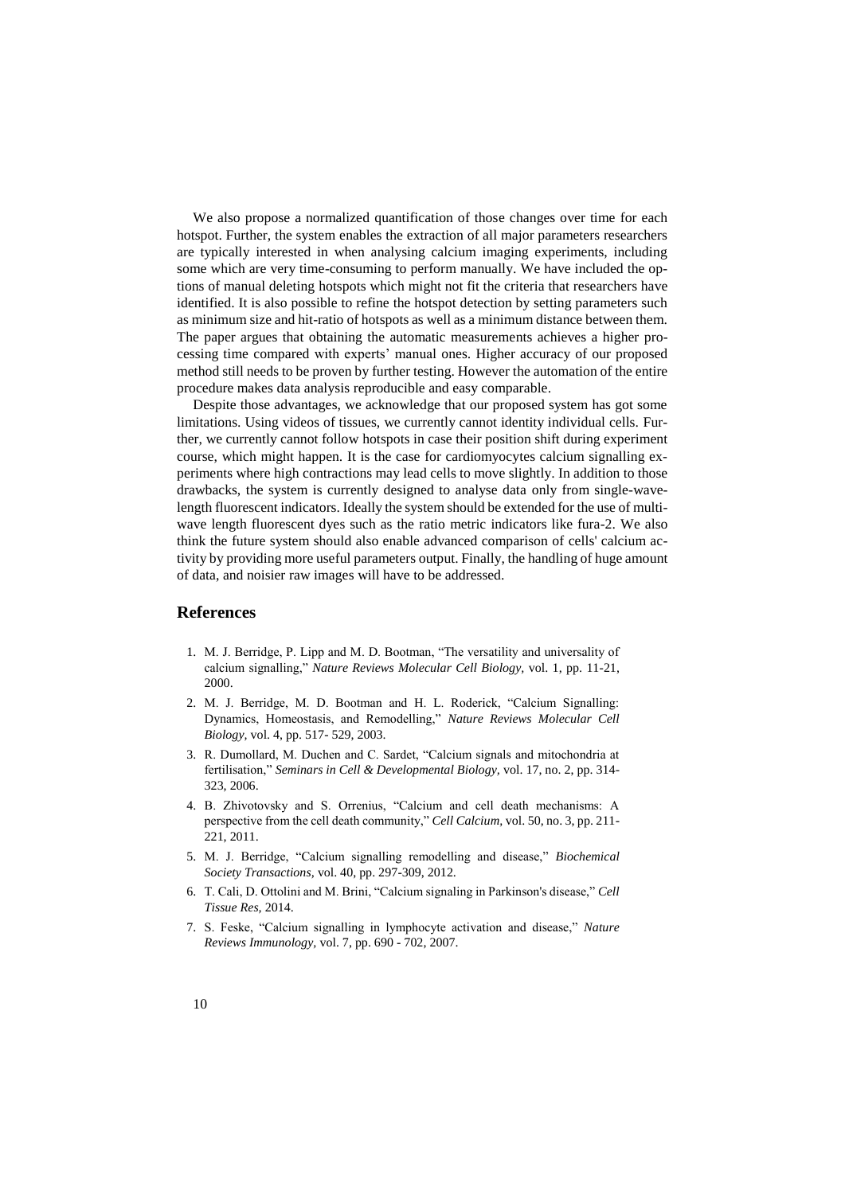We also propose a normalized quantification of those changes over time for each hotspot. Further, the system enables the extraction of all major parameters researchers are typically interested in when analysing calcium imaging experiments, including some which are very time-consuming to perform manually. We have included the options of manual deleting hotspots which might not fit the criteria that researchers have identified. It is also possible to refine the hotspot detection by setting parameters such as minimum size and hit-ratio of hotspots as well as a minimum distance between them. The paper argues that obtaining the automatic measurements achieves a higher processing time compared with experts' manual ones. Higher accuracy of our proposed method still needs to be proven by further testing. However the automation of the entire procedure makes data analysis reproducible and easy comparable.

Despite those advantages, we acknowledge that our proposed system has got some limitations. Using videos of tissues, we currently cannot identity individual cells. Further, we currently cannot follow hotspots in case their position shift during experiment course, which might happen. It is the case for cardiomyocytes calcium signalling experiments where high contractions may lead cells to move slightly. In addition to those drawbacks, the system is currently designed to analyse data only from single-wavelength fluorescent indicators. Ideally the system should be extended for the use of multi-wave length fluorescent dyes such as the ratio metric indicators like fura-2. We also think the future system should also enable advanced comparison of cells' calcium activity by providing more useful parameters output. Finally, the handling of huge amount of data, and noisier raw images will have to be addressed.

## References

1. M. J. Berridge, P. Lipp and M. D. Bootman, "The versatility and universality of calcium signalling," *Nature Reviews Molecular Cell Biology,* vol. 1, pp. 11-21, 2000.
2. M. J. Berridge, M. D. Bootman and H. L. Roderick, "Calcium Signalling: Dynamics, Homeostasis, and Remodelling," *Nature Reviews Molecular Cell Biology,* vol. 4, pp. 517- 529, 2003.
3. R. Dumollard, M. Duchen and C. Sardet, "Calcium signals and mitochondria at fertilisation," *Seminars in Cell & Developmental Biology,* vol. 17, no. 2, pp. 314-323, 2006.
4. B. Zhivotovsky and S. Orrenius, "Calcium and cell death mechanisms: A perspective from the cell death community," *Cell Calcium,* vol. 50, no. 3, pp. 211-221, 2011.
5. M. J. Berridge, "Calcium signalling remodelling and disease," *Biochemical Society Transactions,* vol. 40, pp. 297-309, 2012.
6. T. Cali, D. Ottolini and M. Brini, "Calcium signaling in Parkinson's disease," *Cell Tissue Res,* 2014.
7. S. Feske, "Calcium signalling in lymphocyte activation and disease," *Nature Reviews Immunology,* vol. 7, pp. 690 - 702, 2007.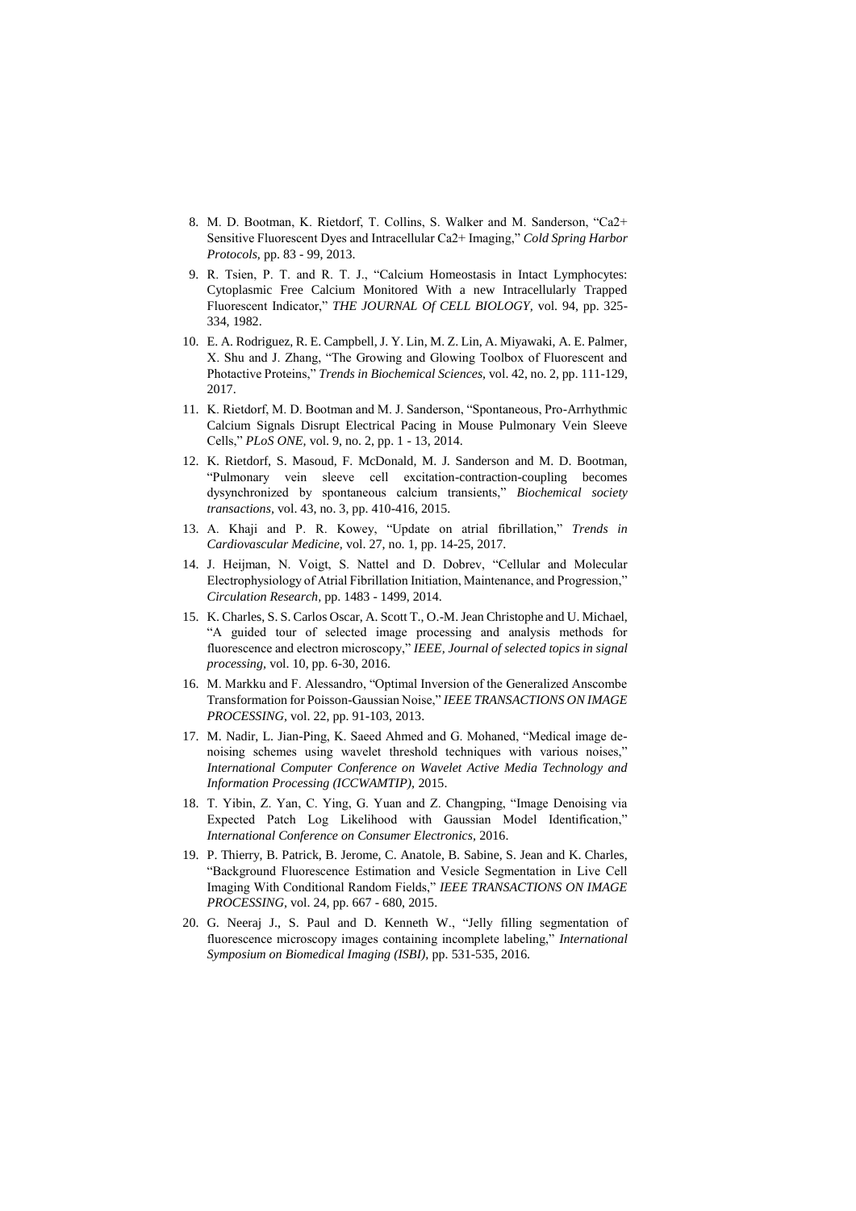8. M. D. Bootman, K. Rietdorf, T. Collins, S. Walker and M. Sanderson, "Ca2+ Sensitive Fluorescent Dyes and Intracellular Ca2+ Imaging," *Cold Spring Harbor Protocols,* pp. 83 - 99, 2013.
9. R. Tsien, P. T. and R. T. J., "Calcium Homeostasis in Intact Lymphocytes: Cytoplasmic Free Calcium Monitored With a new Intracellularly Trapped Fluorescent Indicator," *THE JOURNAL Of CELL BIOLOGY,* vol. 94, pp. 325-334, 1982.
10. E. A. Rodriguez, R. E. Campbell, J. Y. Lin, M. Z. Lin, A. Miyawaki, A. E. Palmer, X. Shu and J. Zhang, "The Growing and Glowing Toolbox of Fluorescent and Photactive Proteins," *Trends in Biochemical Sciences,* vol. 42, no. 2, pp. 111-129, 2017.
11. K. Rietdorf, M. D. Bootman and M. J. Sanderson, "Spontaneous, Pro-Arrhythmic Calcium Signals Disrupt Electrical Pacing in Mouse Pulmonary Vein Sleeve Cells," *PLoS ONE,* vol. 9, no. 2, pp. 1 - 13, 2014.
12. K. Rietdorf, S. Masoud, F. McDonald, M. J. Sanderson and M. D. Bootman, "Pulmonary vein sleeve cell excitation-contraction-coupling becomes dysynchronized by spontaneous calcium transients," *Biochemical society transactions,* vol. 43, no. 3, pp. 410-416, 2015.
13. A. Khaji and P. R. Kowey, "Update on atrial fibrillation," *Trends in Cardiovascular Medicine,* vol. 27, no. 1, pp. 14-25, 2017.
14. J. Heijman, N. Voigt, S. Nattel and D. Dobrev, "Cellular and Molecular Electrophysiology of Atrial Fibrillation Initiation, Maintenance, and Progression," *Circulation Research,* pp. 1483 - 1499, 2014.
15. K. Charles, S. S. Carlos Oscar, A. Scott T., O.-M. Jean Christophe and U. Michael, "A guided tour of selected image processing and analysis methods for fluorescence and electron microscopy," *IEEE, Journal of selected topics in signal processing,* vol. 10, pp. 6-30, 2016.
16. M. Markku and F. Alessandro, "Optimal Inversion of the Generalized Anscombe Transformation for Poisson-Gaussian Noise," *IEEE TRANSACTIONS ON IMAGE PROCESSING,* vol. 22, pp. 91-103, 2013.
17. M. Nadir, L. Jian-Ping, K. Saeed Ahmed and G. Mohaned, "Medical image de-noising schemes using wavelet threshold techniques with various noises," *International Computer Conference on Wavelet Active Media Technology and Information Processing (ICCWAMTIP),* 2015.
18. T. Yibin, Z. Yan, C. Ying, G. Yuan and Z. Changping, "Image Denoising via Expected Patch Log Likelihood with Gaussian Model Identification," *International Conference on Consumer Electronics,* 2016.
19. P. Thierry, B. Patrick, B. Jerome, C. Anatole, B. Sabine, S. Jean and K. Charles, "Background Fluorescence Estimation and Vesicle Segmentation in Live Cell Imaging With Conditional Random Fields," *IEEE TRANSACTIONS ON IMAGE PROCESSING,* vol. 24, pp. 667 - 680, 2015.
20. G. Neeraj J., S. Paul and D. Kenneth W., "Jelly filling segmentation of fluorescence microscopy images containing incomplete labeling," *International Symposium on Biomedical Imaging (ISBI),* pp. 531-535, 2016.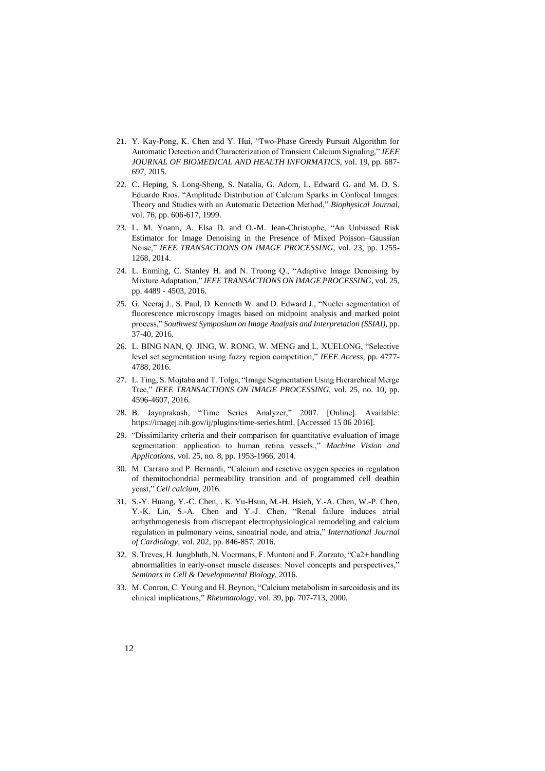21. Y. Kay-Pong, K. Chen and Y. Hui, "Two-Phase Greedy Pursuit Algorithm for Automatic Detection and Characterization of Transient Calcium Signaling," *IEEE JOURNAL OF BIOMEDICAL AND HEALTH INFORMATICS,* vol. 19, pp. 687-697, 2015.
22. C. Heping, S. Long-Sheng, S. Natalia, G. Adom, L. Edward G. and M. D. S. Eduardo Rıos, "Amplitude Distribution of Calcium Sparks in Confocal Images: Theory and Studies with an Automatic Detection Method," *Biophysical Journal,* vol. 76, pp. 606-617, 1999.
23. L. M. Yoann, A. Elsa D. and O.-M. Jean-Christophe, "An Unbiased Risk Estimator for Image Denoising in the Presence of Mixed Poisson–Gaussian Noise," *IEEE TRANSACTIONS ON IMAGE PROCESSING,* vol. 23, pp. 1255-1268, 2014.
24. L. Enming, C. Stanley H. and N. Truong Q., "Adaptive Image Denoising by Mixture Adaptation," *IEEE TRANSACTIONS ON IMAGE PROCESSING,* vol. 25, pp. 4489 - 4503, 2016.
25. G. Neeraj J., S. Paul, D. Kenneth W. and D. Edward J., "Nuclei segmentation of fluorescence microscopy images based on midpoint analysis and marked point process," *Southwest Symposium on Image Analysis and Interpretation (SSIAI),* pp. 37-40, 2016.
26. L. BING NAN, Q. JING, W. RONG, W. MENG and L. XUELONG, "Selective level set segmentation using fuzzy region competition," *IEEE Access,* pp. 4777-4788, 2016.
27. L. Ting, S. Mojtaba and T. Tolga, "Image Segmentation Using Hierarchical Merge Tree," *IEEE TRANSACTIONS ON IMAGE PROCESSING,* vol. 25, no. 10, pp. 4596-4607, 2016.
28. B. Jayaprakash, "Time Series Analyzer," 2007. [Online]. Available: https://imagej.nih.gov/ij/plugins/time-series.html. [Accessed 15 06 2016].
29. "Dissimilarity criteria and their comparison for quantitative evaluation of image segmentation: application to human retina vessels.," *Machine Vision and Applications,* vol. 25, no. 8, pp. 1953-1966, 2014.
30. M. Carraro and P. Bernardi, "Calcium and reactive oxygen species in regulation of themitochondrial permeability transition and of programmed cell deathin yeast," *Cell calcium,* 2016.
31. S.-Y. Huang, Y.-C. Chen, . K. Yu-Hsun, M.-H. Hsieh, Y.-A. Chen, W.-P. Chen, Y.-K. Lin, S.-A. Chen and Y.-J. Chen, "Renal failure induces atrial arrhythmogenesis from discrepant electrophysiological remodeling and calcium regulation in pulmonary veins, sinoatrial node, and atria," *International Journal of Cardiology,* vol. 202, pp. 846-857, 2016.
32. S. Treves, H. Jungbluth, N. Voermans, F. Muntoni and F. Zorzato, "Ca2+ handling abnormalities in early-onset muscle diseases: Novel concepts and perspectives," *Seminars in Cell & Developmental Biology,* 2016.
33. M. Conron, C. Young and H. Beynon, "Calcium metabolism in sarcoidosis and its clinical implications," *Rheumatology,* vol. 39, pp. 707-713, 2000.